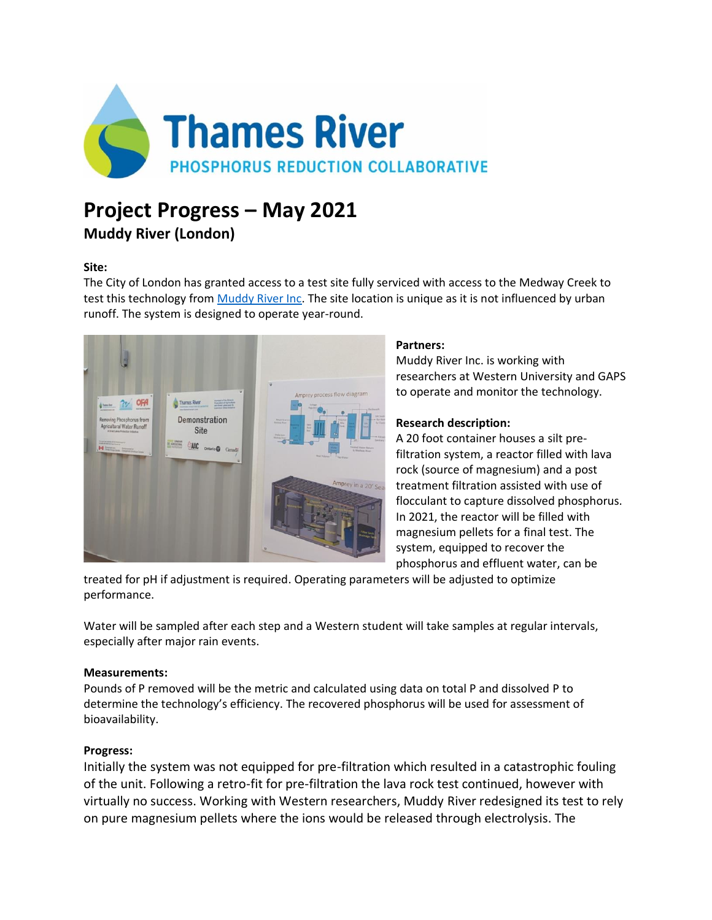# Thames River

PHOSPHORUS REDUCTION COLLABORATIVE

# Project Progress – May 2021

## Muddy River (London)

**Site:**

The City of London has granted access to a test site fully serviced with access to the Medway Creek to test this technology from Muddy River Inc. The site location is unique as it is not influenced by urban runoff. The system is designed to operate year-round.

**Partners:**

Muddy River Inc. is working with researchers at Western University and GAPS to operate and monitor the technology.

**Research description:**

A 20 foot container houses a silt pre-filtration system, a reactor filled with lava rock (source of magnesium) and a post treatment filtration assisted with use of flocculant to capture dissolved phosphorus. In 2021, the reactor will be filled with magnesium pellets for a final test. The system, equipped to recover the phosphorus and effluent water, can be treated for pH if adjustment is required. Operating parameters will be adjusted to optimize performance.

Water will be sampled after each step and a Western student will take samples at regular intervals, especially after major rain events.

**Measurements:**

Pounds of P removed will be the metric and calculated using data on total P and dissolved P to determine the technology's efficiency. The recovered phosphorus will be used for assessment of bioavailability.

**Progress:**

Initially the system was not equipped for pre-filtration which resulted in a catastrophic fouling of the unit. Following a retro-fit for pre-filtration the lava rock test continued, however with virtually no success. Working with Western researchers, Muddy River redesigned its test to rely on pure magnesium pellets where the ions would be released through electrolysis. The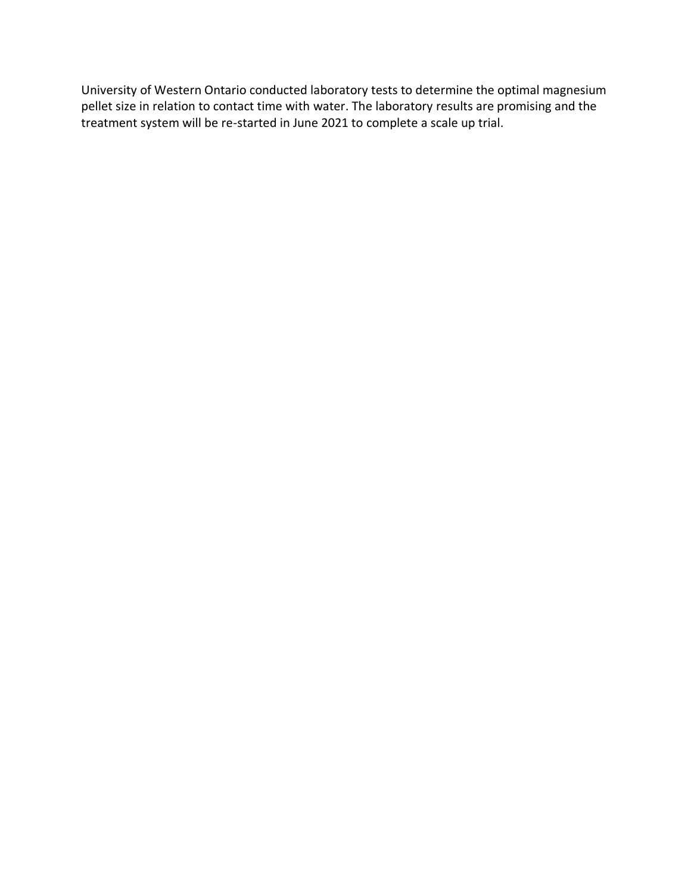University of Western Ontario conducted laboratory tests to determine the optimal magnesium pellet size in relation to contact time with water. The laboratory results are promising and the treatment system will be re-started in June 2021 to complete a scale up trial.